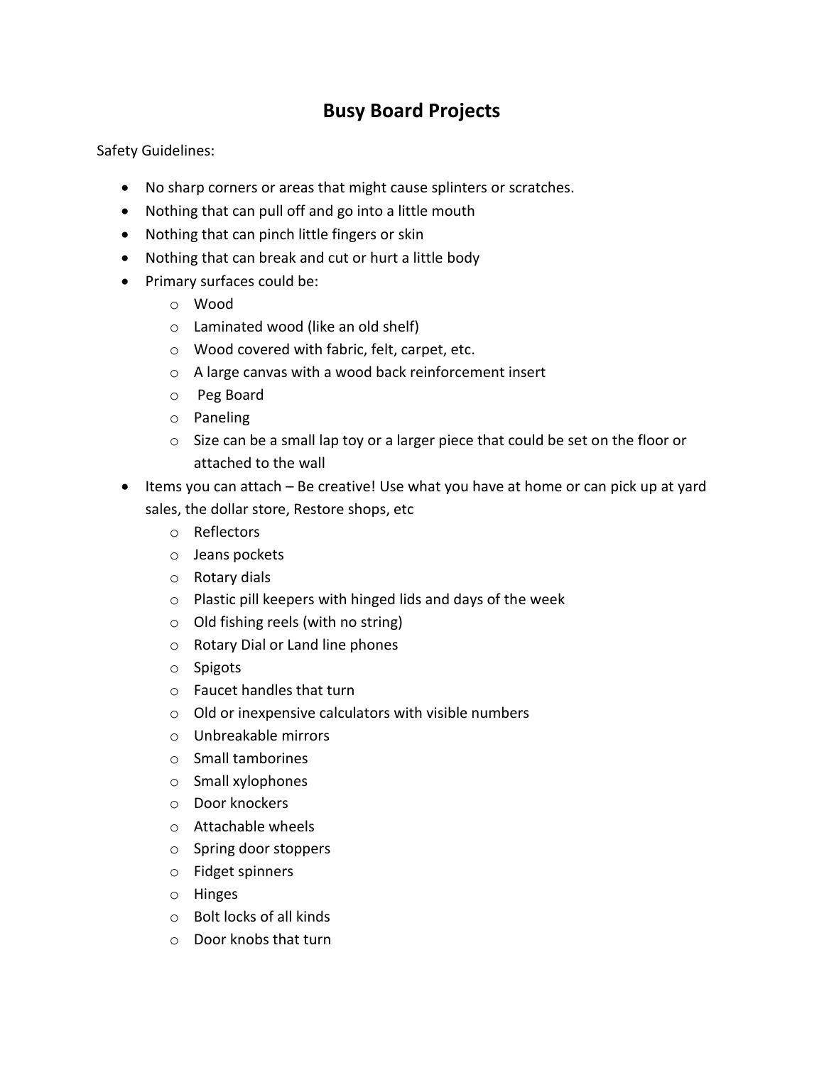# Busy Board Projects

Safety Guidelines:

- No sharp corners or areas that might cause splinters or scratches.
- Nothing that can pull off and go into a little mouth
- Nothing that can pinch little fingers or skin
- Nothing that can break and cut or hurt a little body
- Primary surfaces could be:
  - Wood
  - Laminated wood (like an old shelf)
  - Wood covered with fabric, felt, carpet, etc.
  - A large canvas with a wood back reinforcement insert
  - Peg Board
  - Paneling
  - Size can be a small lap toy or a larger piece that could be set on the floor or attached to the wall
- Items you can attach – Be creative! Use what you have at home or can pick up at yard sales, the dollar store, Restore shops, etc
  - Reflectors
  - Jeans pockets
  - Rotary dials
  - Plastic pill keepers with hinged lids and days of the week
  - Old fishing reels (with no string)
  - Rotary Dial or Land line phones
  - Spigots
  - Faucet handles that turn
  - Old or inexpensive calculators with visible numbers
  - Unbreakable mirrors
  - Small tamborines
  - Small xylophones
  - Door knockers
  - Attachable wheels
  - Spring door stoppers
  - Fidget spinners
  - Hinges
  - Bolt locks of all kinds
  - Door knobs that turn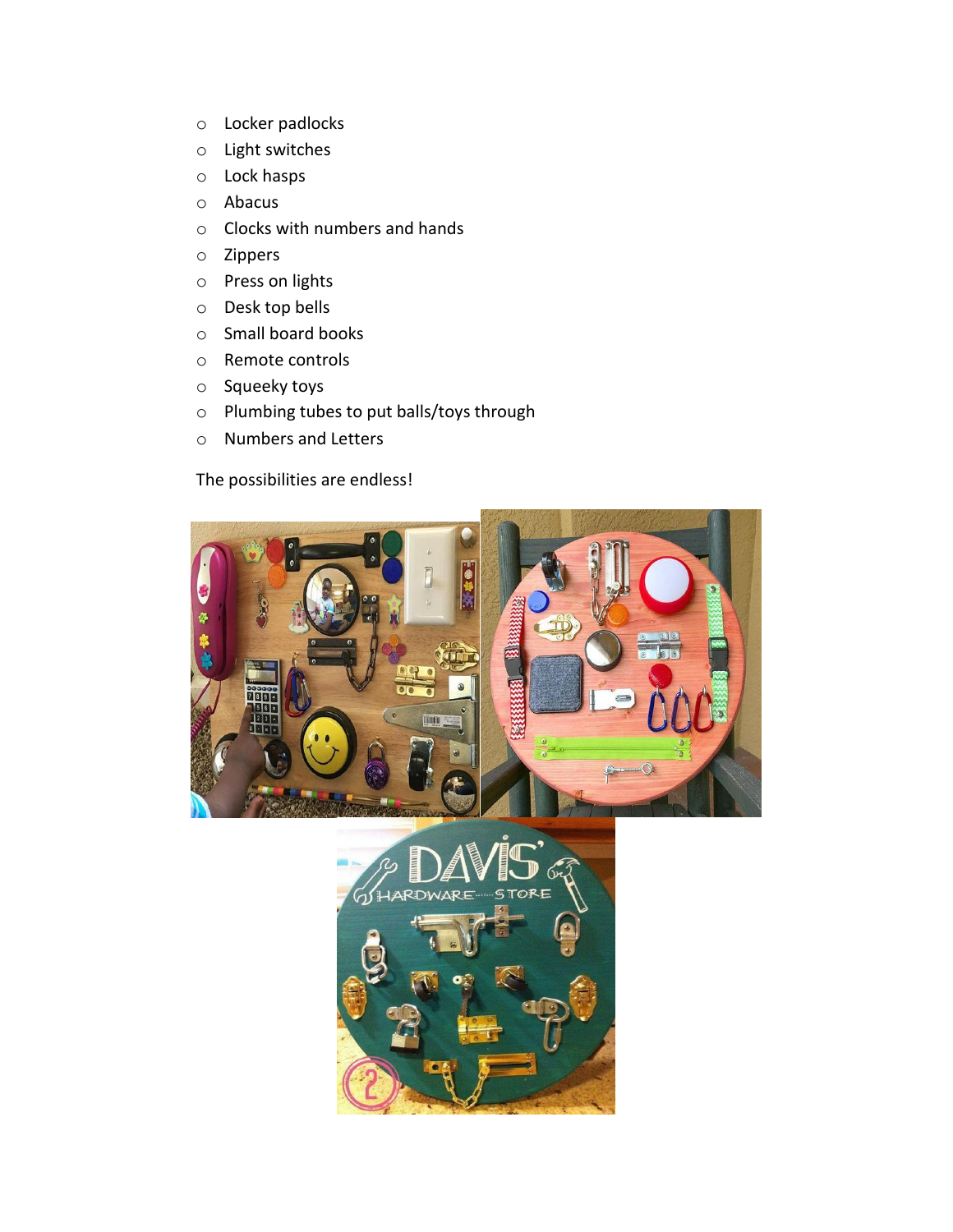- Locker padlocks
- Light switches
- Lock hasps
- Abacus
- Clocks with numbers and hands
- Zippers
- Press on lights
- Desk top bells
- Small board books
- Remote controls
- Squeeky toys
- Plumbing tubes to put balls/toys through
- Numbers and Letters

The possibilities are endless!